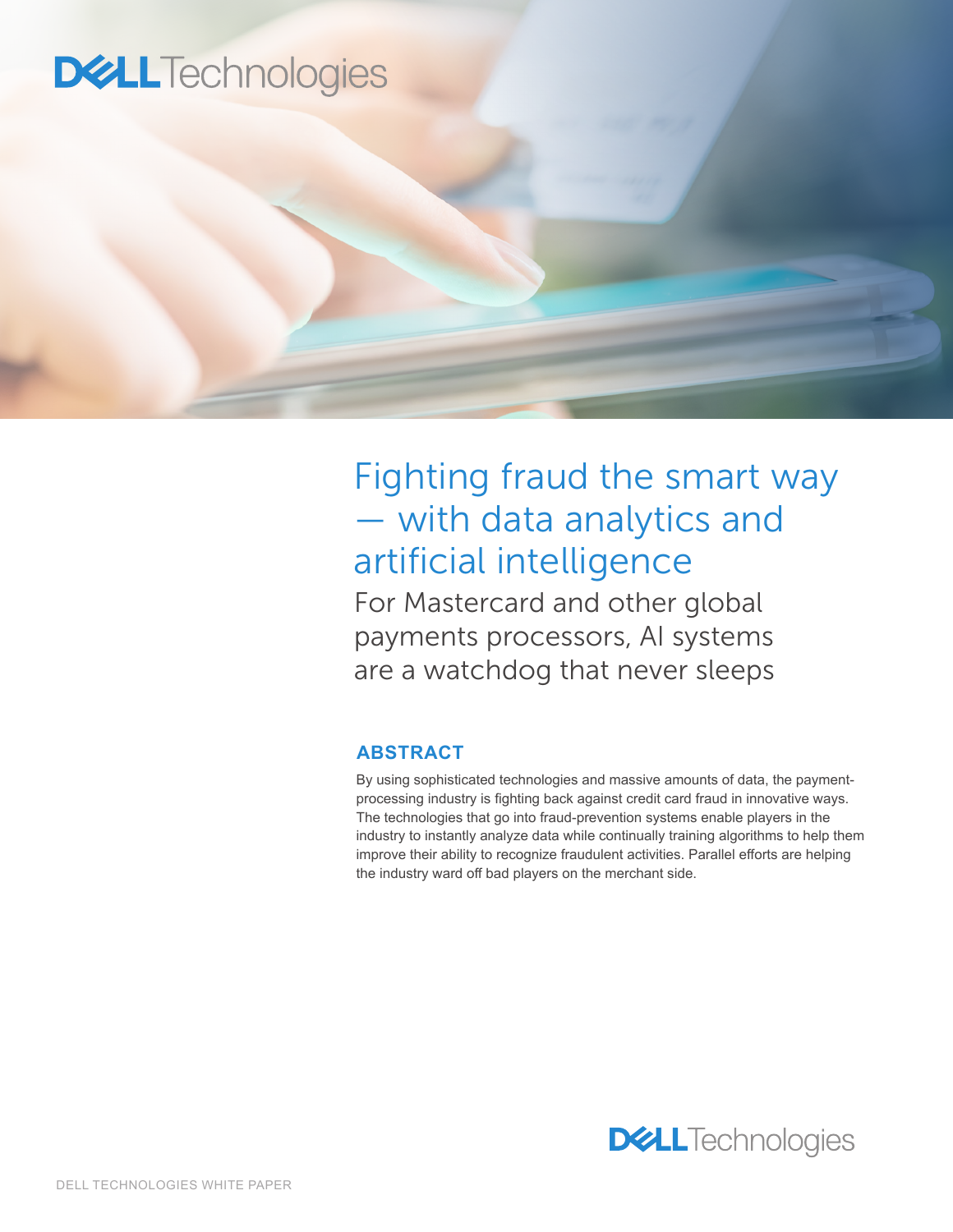# Fighting fraud the smart way — with data analytics and artificial intelligence

## For Mastercard and other global payments processors, AI systems are a watchdog that never sleeps

### ABSTRACT

By using sophisticated technologies and massive amounts of data, the payment-processing industry is fighting back against credit card fraud in innovative ways. The technologies that go into fraud-prevention systems enable players in the industry to instantly analyze data while continually training algorithms to help them improve their ability to recognize fraudulent activities. Parallel efforts are helping the industry ward off bad players on the merchant side.

DELL TECHNOLOGIES WHITE PAPER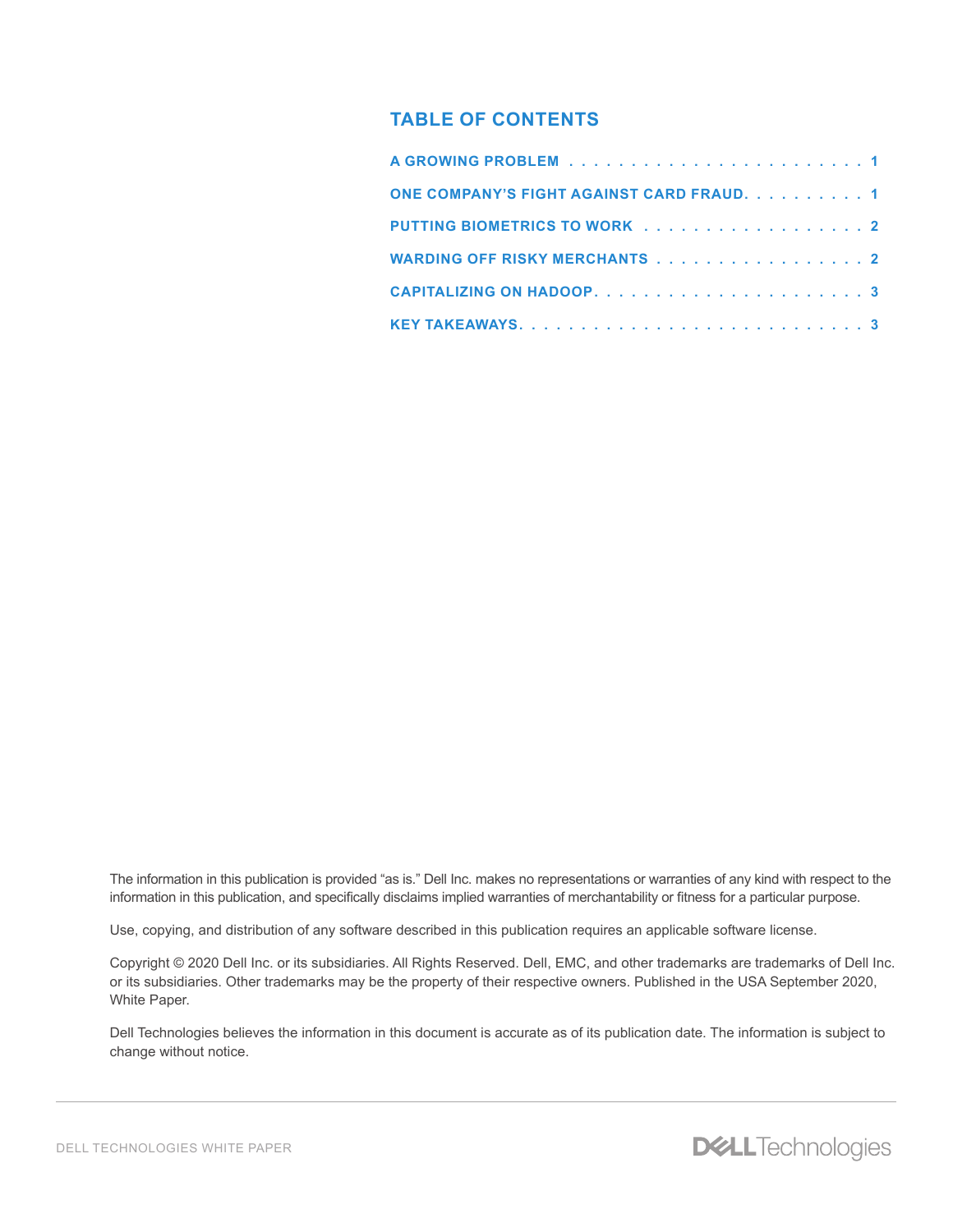## TABLE OF CONTENTS

A GROWING PROBLEM . . . . . . . . . . . . . . . . . . . . . . . . 1

ONE COMPANY'S FIGHT AGAINST CARD FRAUD. . . . . . . . . . . 1

PUTTING BIOMETRICS TO WORK . . . . . . . . . . . . . . . . . . 2

WARDING OFF RISKY MERCHANTS . . . . . . . . . . . . . . . . . 2

CAPITALIZING ON HADOOP. . . . . . . . . . . . . . . . . . . . . . 3

KEY TAKEAWAYS. . . . . . . . . . . . . . . . . . . . . . . . . . . . 3

The information in this publication is provided "as is." Dell Inc. makes no representations or warranties of any kind with respect to the information in this publication, and specifically disclaims implied warranties of merchantability or fitness for a particular purpose.

Use, copying, and distribution of any software described in this publication requires an applicable software license.

Copyright © 2020 Dell Inc. or its subsidiaries. All Rights Reserved. Dell, EMC, and other trademarks are trademarks of Dell Inc. or its subsidiaries. Other trademarks may be the property of their respective owners. Published in the USA September 2020, White Paper.

Dell Technologies believes the information in this document is accurate as of its publication date. The information is subject to change without notice.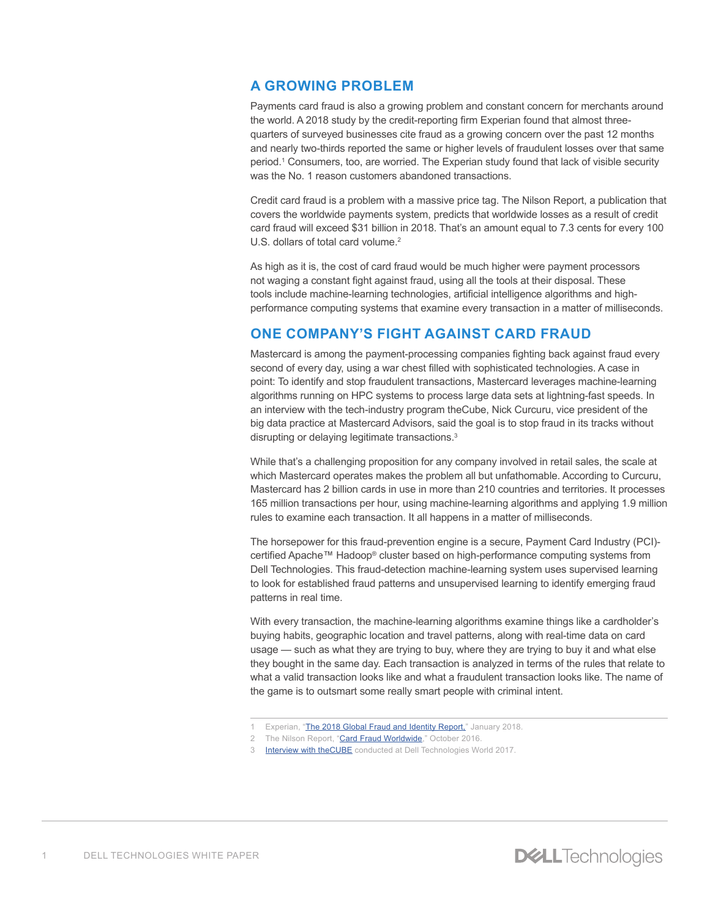## A GROWING PROBLEM

Payments card fraud is also a growing problem and constant concern for merchants around the world. A 2018 study by the credit-reporting firm Experian found that almost three-quarters of surveyed businesses cite fraud as a growing concern over the past 12 months and nearly two-thirds reported the same or higher levels of fraudulent losses over that same period.[1] Consumers, too, are worried. The Experian study found that lack of visible security was the No. 1 reason customers abandoned transactions.

Credit card fraud is a problem with a massive price tag. The Nilson Report, a publication that covers the worldwide payments system, predicts that worldwide losses as a result of credit card fraud will exceed $31 billion in 2018. That's an amount equal to 7.3 cents for every 100 U.S. dollars of total card volume.[2]

As high as it is, the cost of card fraud would be much higher were payment processors not waging a constant fight against fraud, using all the tools at their disposal. These tools include machine-learning technologies, artificial intelligence algorithms and high-performance computing systems that examine every transaction in a matter of milliseconds.

## ONE COMPANY'S FIGHT AGAINST CARD FRAUD

Mastercard is among the payment-processing companies fighting back against fraud every second of every day, using a war chest filled with sophisticated technologies. A case in point: To identify and stop fraudulent transactions, Mastercard leverages machine-learning algorithms running on HPC systems to process large data sets at lightning-fast speeds. In an interview with the tech-industry program theCube, Nick Curcuru, vice president of the big data practice at Mastercard Advisors, said the goal is to stop fraud in its tracks without disrupting or delaying legitimate transactions.[3]

While that's a challenging proposition for any company involved in retail sales, the scale at which Mastercard operates makes the problem all but unfathomable. According to Curcuru, Mastercard has 2 billion cards in use in more than 210 countries and territories. It processes 165 million transactions per hour, using machine-learning algorithms and applying 1.9 million rules to examine each transaction. It all happens in a matter of milliseconds.

The horsepower for this fraud-prevention engine is a secure, Payment Card Industry (PCI)-certified Apache™ Hadoop® cluster based on high-performance computing systems from Dell Technologies. This fraud-detection machine-learning system uses supervised learning to look for established fraud patterns and unsupervised learning to identify emerging fraud patterns in real time.

With every transaction, the machine-learning algorithms examine things like a cardholder's buying habits, geographic location and travel patterns, along with real-time data on card usage — such as what they are trying to buy, where they are trying to buy it and what else they bought in the same day. Each transaction is analyzed in terms of the rules that relate to what a valid transaction looks like and what a fraudulent transaction looks like. The name of the game is to outsmart some really smart people with criminal intent.

---

1 Experian, "The 2018 Global Fraud and Identity Report," January 2018.
2 The Nilson Report, "Card Fraud Worldwide," October 2016.
3 Interview with theCUBE conducted at Dell Technologies World 2017.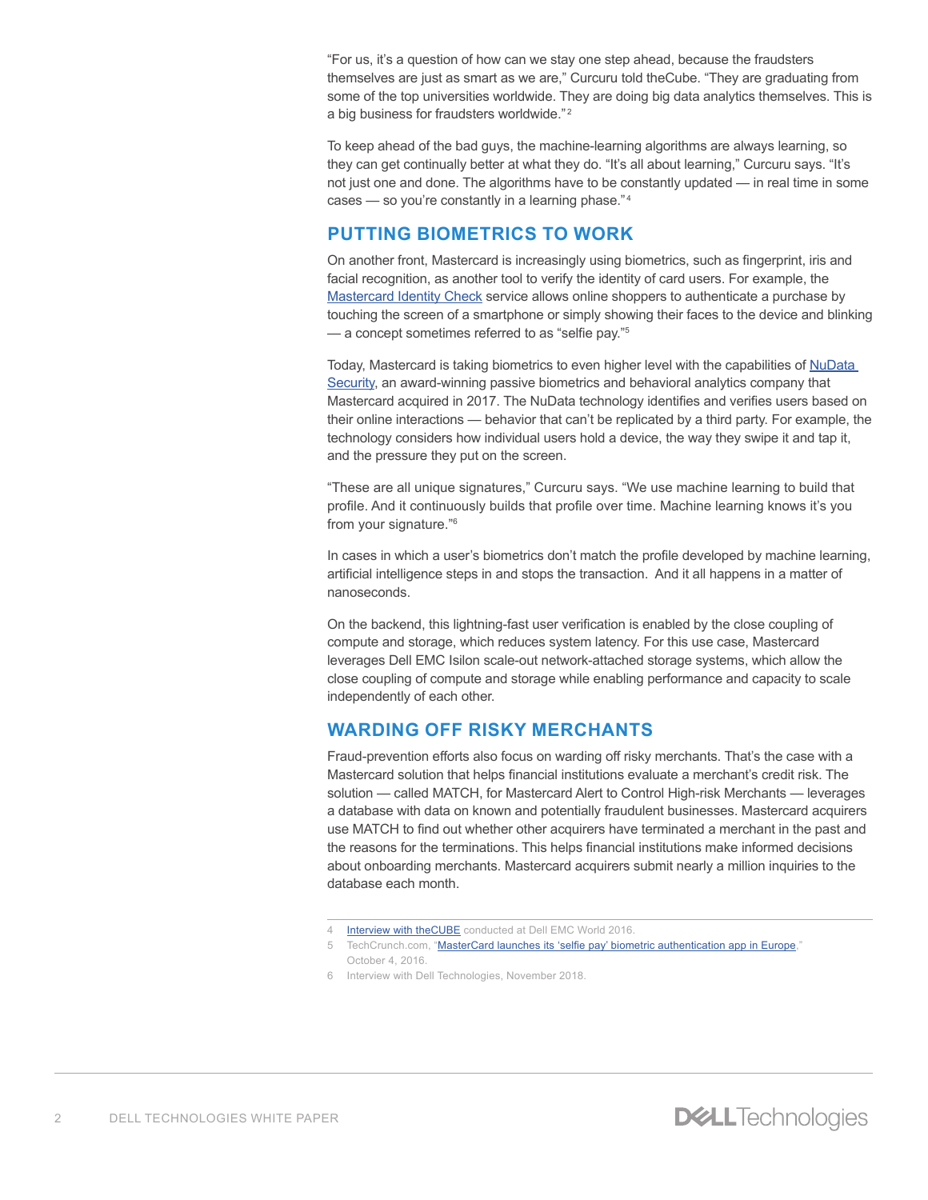"For us, it's a question of how can we stay one step ahead, because the fraudsters themselves are just as smart as we are," Curcuru told theCube. "They are graduating from some of the top universities worldwide. They are doing big data analytics themselves. This is a big business for fraudsters worldwide."[2]

To keep ahead of the bad guys, the machine-learning algorithms are always learning, so they can get continually better at what they do. "It's all about learning," Curcuru says. "It's not just one and done. The algorithms have to be constantly updated — in real time in some cases — so you're constantly in a learning phase."[4]

## PUTTING BIOMETRICS TO WORK

On another front, Mastercard is increasingly using biometrics, such as fingerprint, iris and facial recognition, as another tool to verify the identity of card users. For example, the Mastercard Identity Check service allows online shoppers to authenticate a purchase by touching the screen of a smartphone or simply showing their faces to the device and blinking — a concept sometimes referred to as "selfie pay."[5]

Today, Mastercard is taking biometrics to even higher level with the capabilities of NuData Security, an award-winning passive biometrics and behavioral analytics company that Mastercard acquired in 2017. The NuData technology identifies and verifies users based on their online interactions — behavior that can't be replicated by a third party. For example, the technology considers how individual users hold a device, the way they swipe it and tap it, and the pressure they put on the screen.

"These are all unique signatures," Curcuru says. "We use machine learning to build that profile. And it continuously builds that profile over time. Machine learning knows it's you from your signature."[6]

In cases in which a user's biometrics don't match the profile developed by machine learning, artificial intelligence steps in and stops the transaction. And it all happens in a matter of nanoseconds.

On the backend, this lightning-fast user verification is enabled by the close coupling of compute and storage, which reduces system latency. For this use case, Mastercard leverages Dell EMC Isilon scale-out network-attached storage systems, which allow the close coupling of compute and storage while enabling performance and capacity to scale independently of each other.

## WARDING OFF RISKY MERCHANTS

Fraud-prevention efforts also focus on warding off risky merchants. That's the case with a Mastercard solution that helps financial institutions evaluate a merchant's credit risk. The solution — called MATCH, for Mastercard Alert to Control High-risk Merchants — leverages a database with data on known and potentially fraudulent businesses. Mastercard acquirers use MATCH to find out whether other acquirers have terminated a merchant in the past and the reasons for the terminations. This helps financial institutions make informed decisions about onboarding merchants. Mastercard acquirers submit nearly a million inquiries to the database each month.

---

4 Interview with theCUBE conducted at Dell EMC World 2016.

5 TechCrunch.com, "MasterCard launches its 'selfie pay' biometric authentication app in Europe," October 4, 2016.

6 Interview with Dell Technologies, November 2018.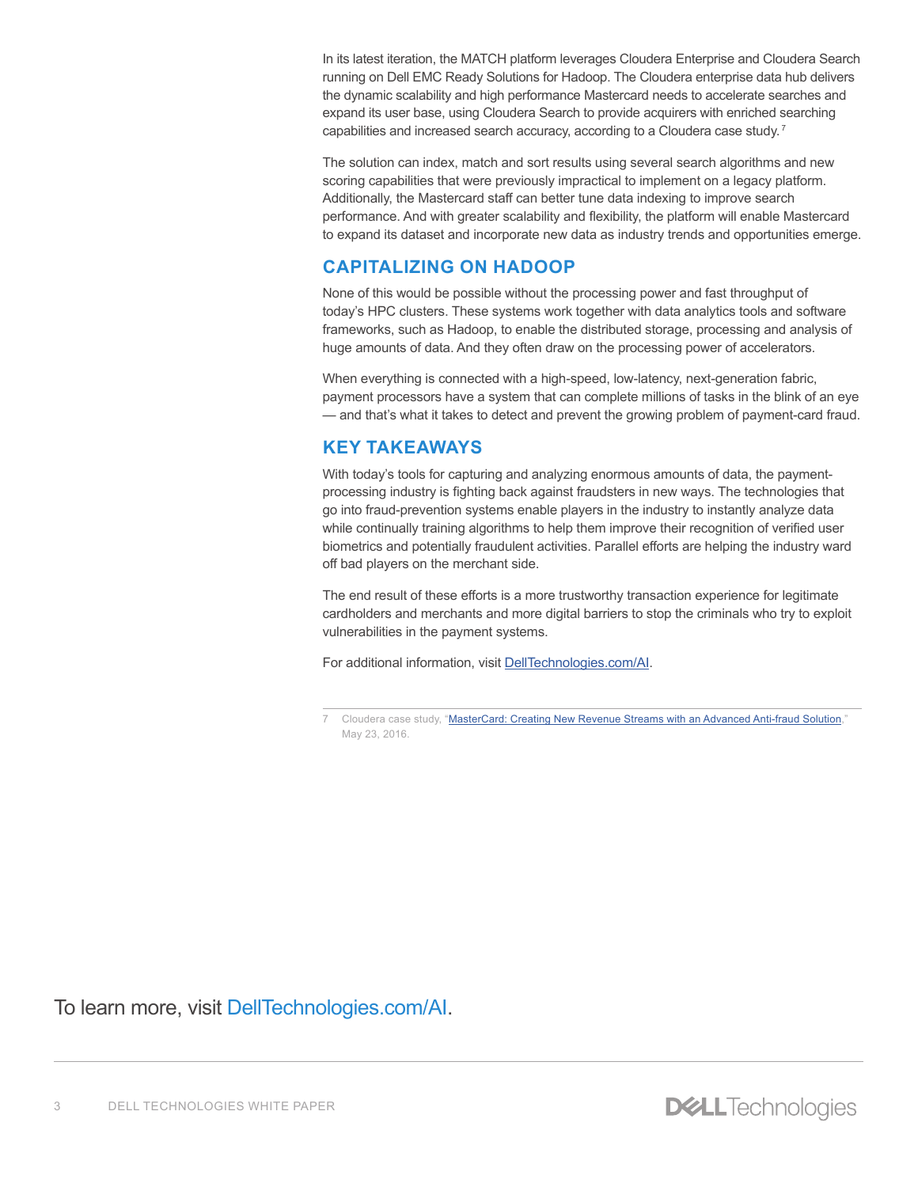In its latest iteration, the MATCH platform leverages Cloudera Enterprise and Cloudera Search running on Dell EMC Ready Solutions for Hadoop. The Cloudera enterprise data hub delivers the dynamic scalability and high performance Mastercard needs to accelerate searches and expand its user base, using Cloudera Search to provide acquirers with enriched searching capabilities and increased search accuracy, according to a Cloudera case study.[7]

The solution can index, match and sort results using several search algorithms and new scoring capabilities that were previously impractical to implement on a legacy platform. Additionally, the Mastercard staff can better tune data indexing to improve search performance. And with greater scalability and flexibility, the platform will enable Mastercard to expand its dataset and incorporate new data as industry trends and opportunities emerge.

## CAPITALIZING ON HADOOP

None of this would be possible without the processing power and fast throughput of today's HPC clusters. These systems work together with data analytics tools and software frameworks, such as Hadoop, to enable the distributed storage, processing and analysis of huge amounts of data. And they often draw on the processing power of accelerators.

When everything is connected with a high-speed, low-latency, next-generation fabric, payment processors have a system that can complete millions of tasks in the blink of an eye — and that's what it takes to detect and prevent the growing problem of payment-card fraud.

## KEY TAKEAWAYS

With today's tools for capturing and analyzing enormous amounts of data, the payment-processing industry is fighting back against fraudsters in new ways. The technologies that go into fraud-prevention systems enable players in the industry to instantly analyze data while continually training algorithms to help them improve their recognition of verified user biometrics and potentially fraudulent activities. Parallel efforts are helping the industry ward off bad players on the merchant side.

The end result of these efforts is a more trustworthy transaction experience for legitimate cardholders and merchants and more digital barriers to stop the criminals who try to exploit vulnerabilities in the payment systems.

For additional information, visit DellTechnologies.com/AI.

---

7 Cloudera case study, "MasterCard: Creating New Revenue Streams with an Advanced Anti-fraud Solution," May 23, 2016.

To learn more, visit DellTechnologies.com/AI.